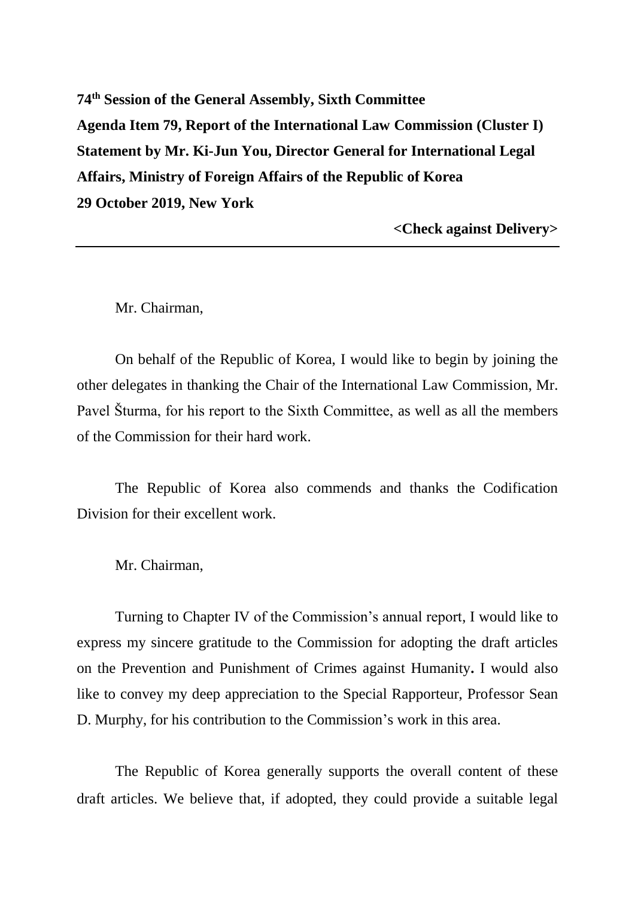**74th Session of the General Assembly, Sixth Committee**
**Agenda Item 79, Report of the International Law Commission (Cluster I)**
**Statement by Mr. Ki-Jun You, Director General for International Legal Affairs, Ministry of Foreign Affairs of the Republic of Korea**
**29 October 2019, New York**

**<Check against Delivery>**

---

Mr. Chairman,

On behalf of the Republic of Korea, I would like to begin by joining the other delegates in thanking the Chair of the International Law Commission, Mr. Pavel Šturma, for his report to the Sixth Committee, as well as all the members of the Commission for their hard work.

The Republic of Korea also commends and thanks the Codification Division for their excellent work.

Mr. Chairman,

Turning to Chapter IV of the Commission's annual report, I would like to express my sincere gratitude to the Commission for adopting the draft articles on the Prevention and Punishment of Crimes against Humanity**.** I would also like to convey my deep appreciation to the Special Rapporteur, Professor Sean D. Murphy, for his contribution to the Commission's work in this area.

The Republic of Korea generally supports the overall content of these draft articles. We believe that, if adopted, they could provide a suitable legal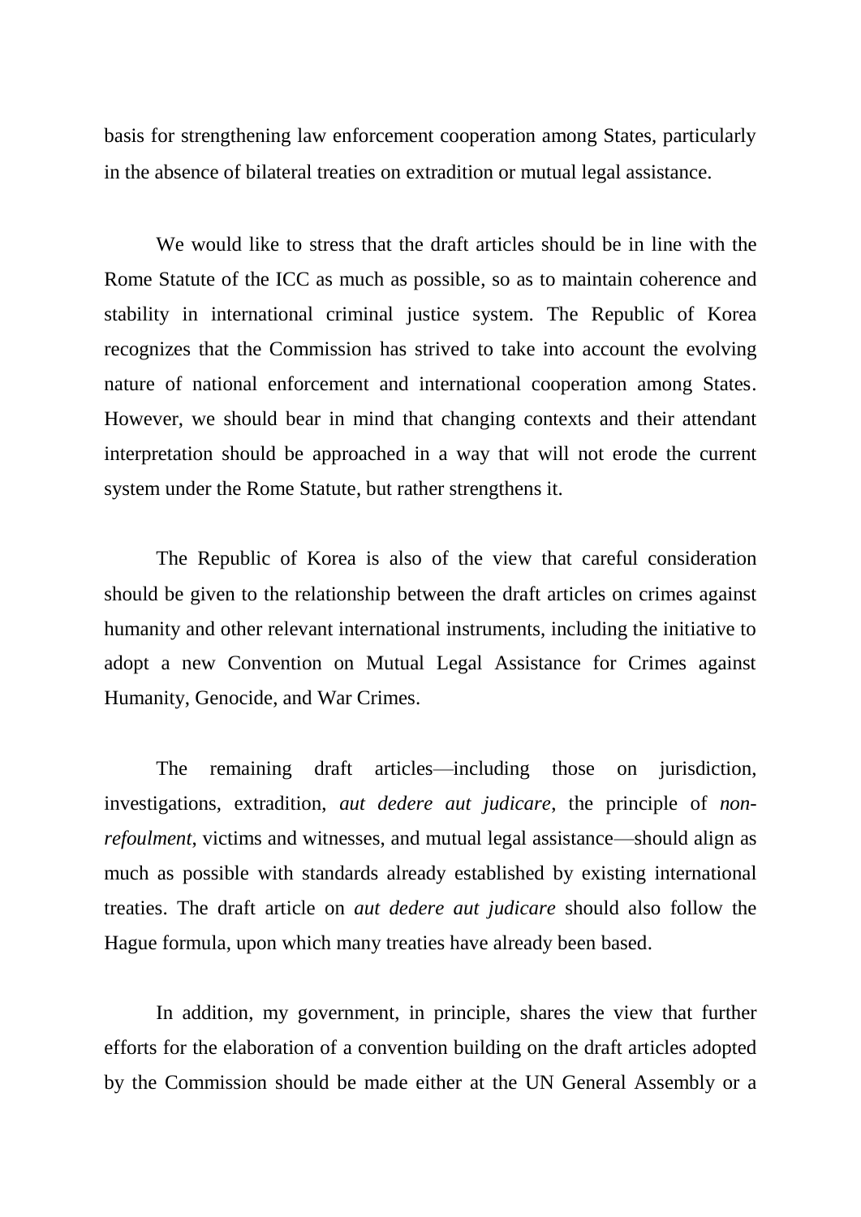basis for strengthening law enforcement cooperation among States, particularly in the absence of bilateral treaties on extradition or mutual legal assistance.

We would like to stress that the draft articles should be in line with the Rome Statute of the ICC as much as possible, so as to maintain coherence and stability in international criminal justice system. The Republic of Korea recognizes that the Commission has strived to take into account the evolving nature of national enforcement and international cooperation among States. However, we should bear in mind that changing contexts and their attendant interpretation should be approached in a way that will not erode the current system under the Rome Statute, but rather strengthens it.

The Republic of Korea is also of the view that careful consideration should be given to the relationship between the draft articles on crimes against humanity and other relevant international instruments, including the initiative to adopt a new Convention on Mutual Legal Assistance for Crimes against Humanity, Genocide, and War Crimes.

The remaining draft articles—including those on jurisdiction, investigations, extradition, *aut dedere aut judicare*, the principle of *non-refoulment*, victims and witnesses, and mutual legal assistance—should align as much as possible with standards already established by existing international treaties. The draft article on *aut dedere aut judicare* should also follow the Hague formula, upon which many treaties have already been based.

In addition, my government, in principle, shares the view that further efforts for the elaboration of a convention building on the draft articles adopted by the Commission should be made either at the UN General Assembly or a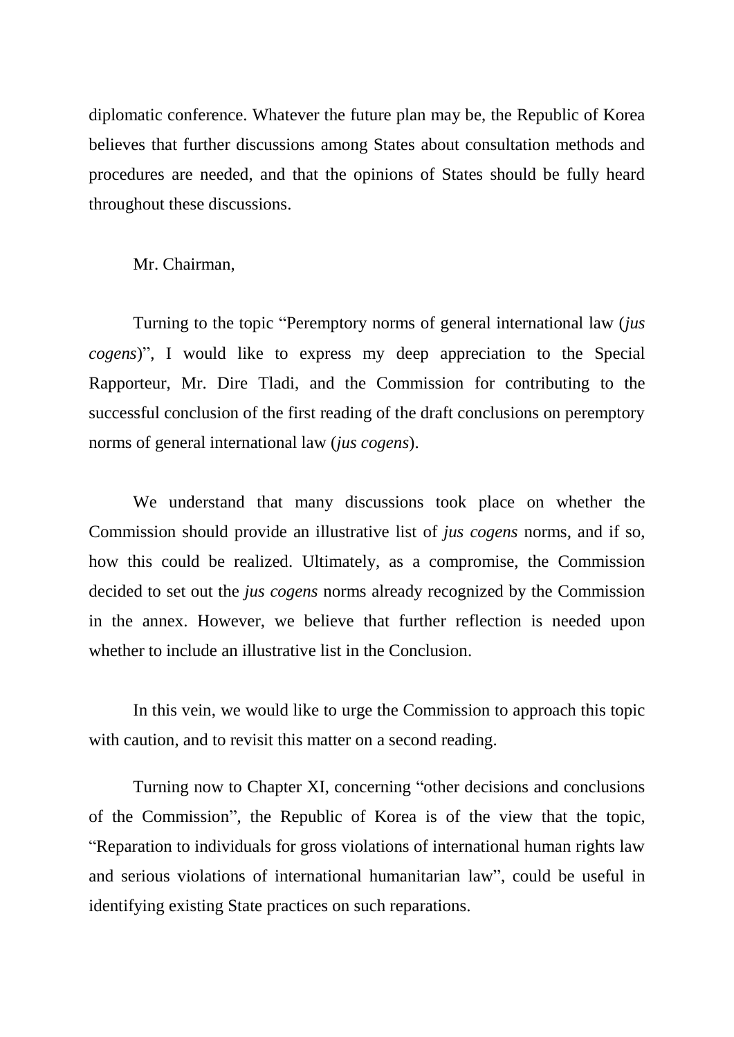diplomatic conference. Whatever the future plan may be, the Republic of Korea believes that further discussions among States about consultation methods and procedures are needed, and that the opinions of States should be fully heard throughout these discussions.

Mr. Chairman,

Turning to the topic "Peremptory norms of general international law (*jus cogens*)", I would like to express my deep appreciation to the Special Rapporteur, Mr. Dire Tladi, and the Commission for contributing to the successful conclusion of the first reading of the draft conclusions on peremptory norms of general international law (*jus cogens*).

We understand that many discussions took place on whether the Commission should provide an illustrative list of *jus cogens* norms, and if so, how this could be realized. Ultimately, as a compromise, the Commission decided to set out the *jus cogens* norms already recognized by the Commission in the annex. However, we believe that further reflection is needed upon whether to include an illustrative list in the Conclusion.

In this vein, we would like to urge the Commission to approach this topic with caution, and to revisit this matter on a second reading.

Turning now to Chapter XI, concerning "other decisions and conclusions of the Commission", the Republic of Korea is of the view that the topic, "Reparation to individuals for gross violations of international human rights law and serious violations of international humanitarian law", could be useful in identifying existing State practices on such reparations.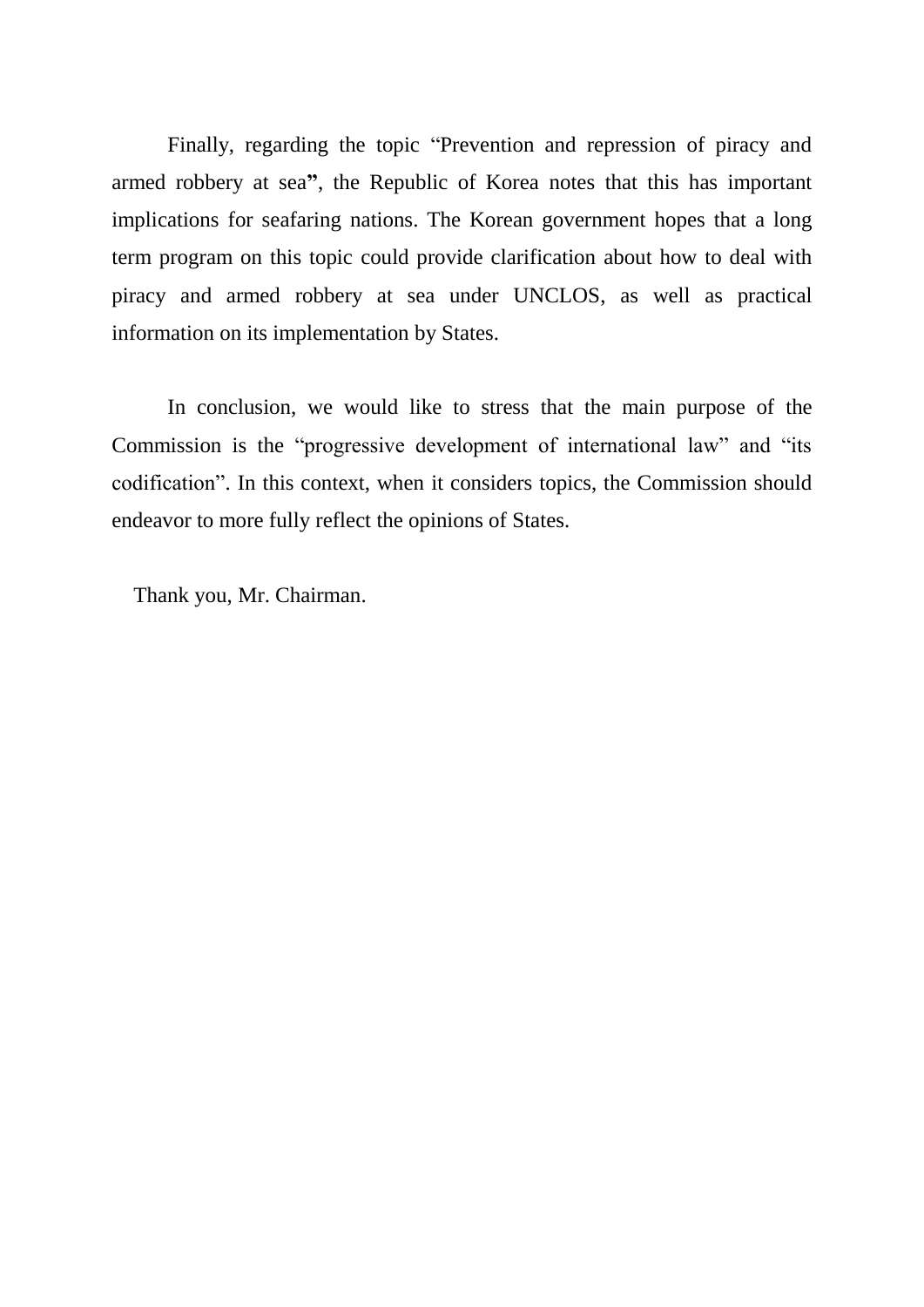Finally, regarding the topic "Prevention and repression of piracy and armed robbery at sea", the Republic of Korea notes that this has important implications for seafaring nations. The Korean government hopes that a long term program on this topic could provide clarification about how to deal with piracy and armed robbery at sea under UNCLOS, as well as practical information on its implementation by States.

In conclusion, we would like to stress that the main purpose of the Commission is the "progressive development of international law" and "its codification". In this context, when it considers topics, the Commission should endeavor to more fully reflect the opinions of States.

Thank you, Mr. Chairman.